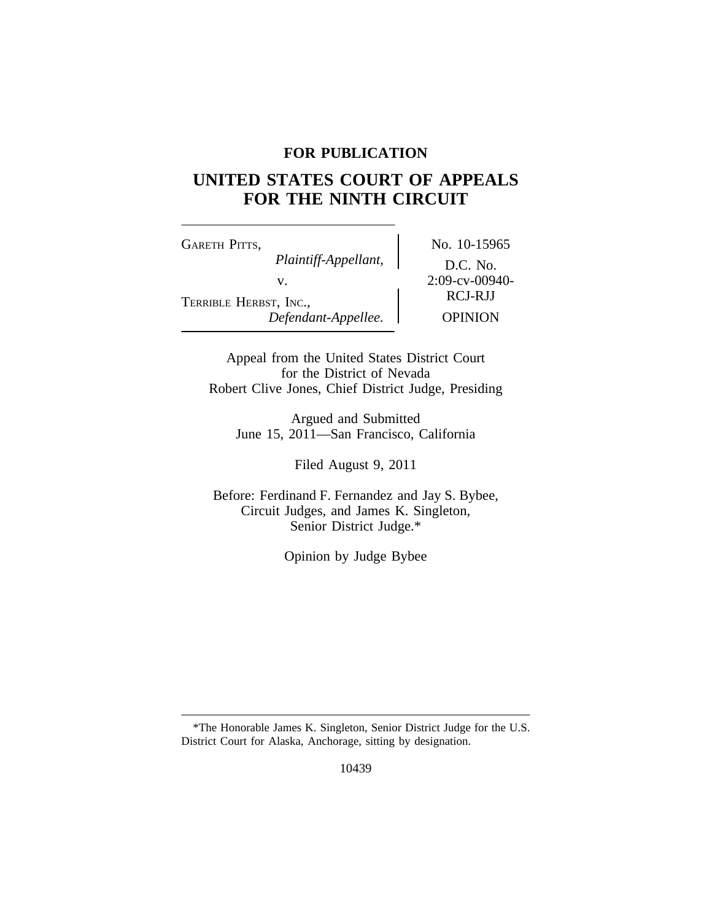**FOR PUBLICATION**

# UNITED STATES COURT OF APPEALS FOR THE NINTH CIRCUIT

GARETH PITTS,
*Plaintiff-Appellant,*
v.
TERRIBLE HERBST, INC.,
*Defendant-Appellee.*

No. 10-15965
D.C. No.
2:09-cv-00940-
RCJ-RJJ
OPINION

Appeal from the United States District Court
for the District of Nevada
Robert Clive Jones, Chief District Judge, Presiding

Argued and Submitted
June 15, 2011—San Francisco, California

Filed August 9, 2011

Before: Ferdinand F. Fernandez and Jay S. Bybee,
Circuit Judges, and James K. Singleton,
Senior District Judge.*

Opinion by Judge Bybee

---

*The Honorable James K. Singleton, Senior District Judge for the U.S. District Court for Alaska, Anchorage, sitting by designation.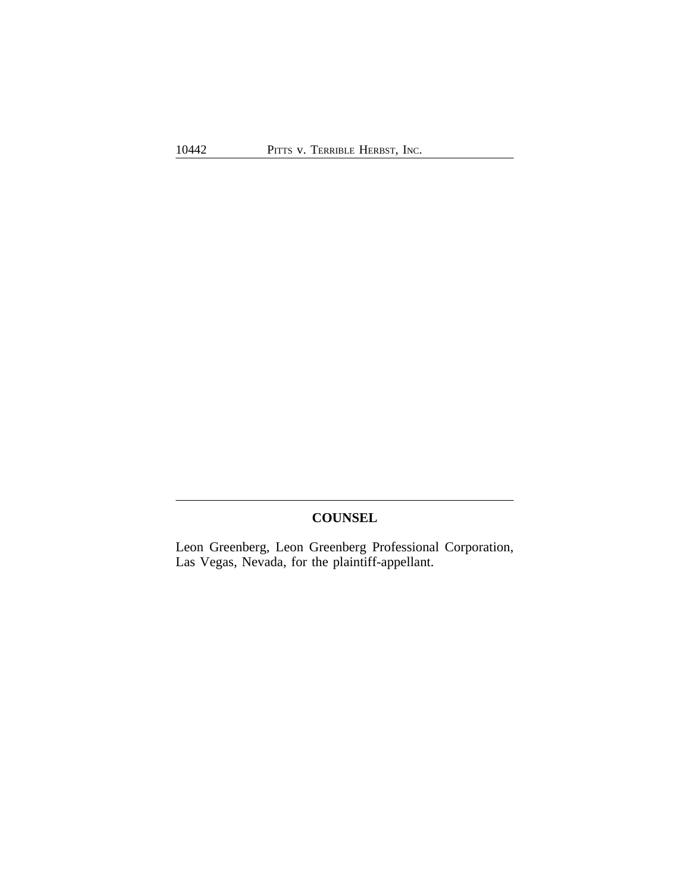## COUNSEL

Leon Greenberg, Leon Greenberg Professional Corporation, Las Vegas, Nevada, for the plaintiff-appellant.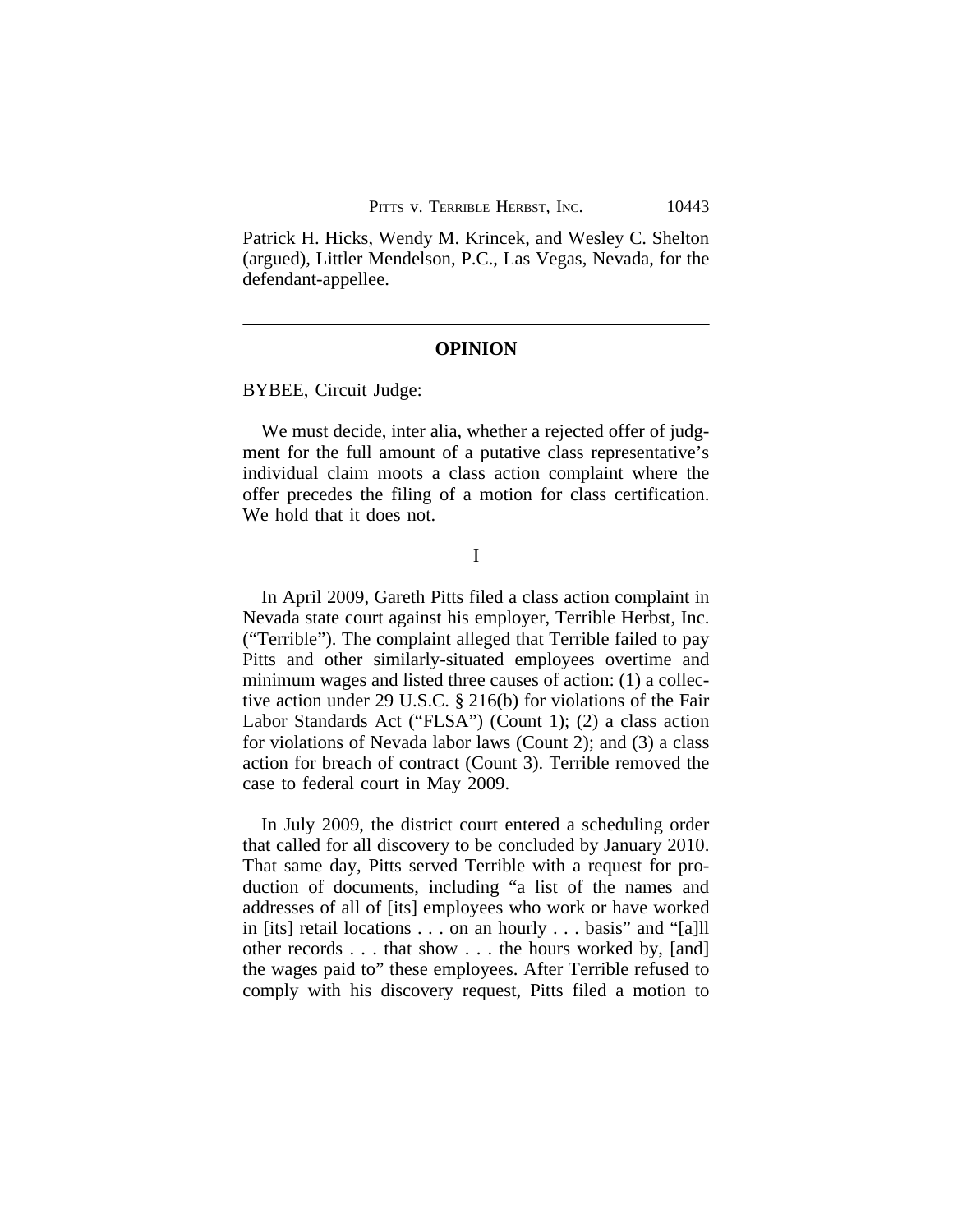Patrick H. Hicks, Wendy M. Krincek, and Wesley C. Shelton (argued), Littler Mendelson, P.C., Las Vegas, Nevada, for the defendant-appellee.

---

## OPINION

BYBEE, Circuit Judge:

We must decide, inter alia, whether a rejected offer of judgment for the full amount of a putative class representative's individual claim moots a class action complaint where the offer precedes the filing of a motion for class certification. We hold that it does not.

I

In April 2009, Gareth Pitts filed a class action complaint in Nevada state court against his employer, Terrible Herbst, Inc. ("Terrible"). The complaint alleged that Terrible failed to pay Pitts and other similarly-situated employees overtime and minimum wages and listed three causes of action: (1) a collective action under 29 U.S.C. § 216(b) for violations of the Fair Labor Standards Act ("FLSA") (Count 1); (2) a class action for violations of Nevada labor laws (Count 2); and (3) a class action for breach of contract (Count 3). Terrible removed the case to federal court in May 2009.

In July 2009, the district court entered a scheduling order that called for all discovery to be concluded by January 2010. That same day, Pitts served Terrible with a request for production of documents, including "a list of the names and addresses of all of [its] employees who work or have worked in [its] retail locations . . . on an hourly . . . basis" and "[a]ll other records . . . that show . . . the hours worked by, [and] the wages paid to" these employees. After Terrible refused to comply with his discovery request, Pitts filed a motion to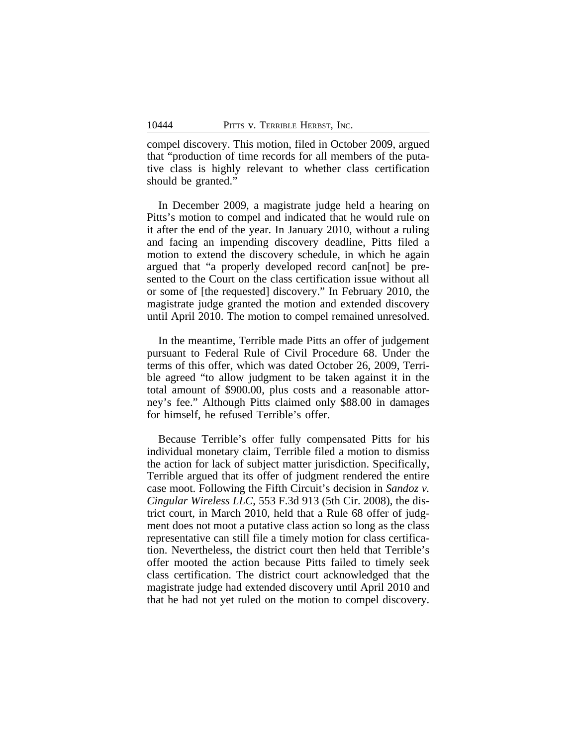compel discovery. This motion, filed in October 2009, argued that "production of time records for all members of the putative class is highly relevant to whether class certification should be granted."

In December 2009, a magistrate judge held a hearing on Pitts's motion to compel and indicated that he would rule on it after the end of the year. In January 2010, without a ruling and facing an impending discovery deadline, Pitts filed a motion to extend the discovery schedule, in which he again argued that "a properly developed record can[not] be presented to the Court on the class certification issue without all or some of [the requested] discovery." In February 2010, the magistrate judge granted the motion and extended discovery until April 2010. The motion to compel remained unresolved.

In the meantime, Terrible made Pitts an offer of judgement pursuant to Federal Rule of Civil Procedure 68. Under the terms of this offer, which was dated October 26, 2009, Terrible agreed "to allow judgment to be taken against it in the total amount of $900.00, plus costs and a reasonable attorney's fee." Although Pitts claimed only $88.00 in damages for himself, he refused Terrible's offer.

Because Terrible's offer fully compensated Pitts for his individual monetary claim, Terrible filed a motion to dismiss the action for lack of subject matter jurisdiction. Specifically, Terrible argued that its offer of judgment rendered the entire case moot. Following the Fifth Circuit's decision in *Sandoz v. Cingular Wireless LLC*, 553 F.3d 913 (5th Cir. 2008), the district court, in March 2010, held that a Rule 68 offer of judgment does not moot a putative class action so long as the class representative can still file a timely motion for class certification. Nevertheless, the district court then held that Terrible's offer mooted the action because Pitts failed to timely seek class certification. The district court acknowledged that the magistrate judge had extended discovery until April 2010 and that he had not yet ruled on the motion to compel discovery.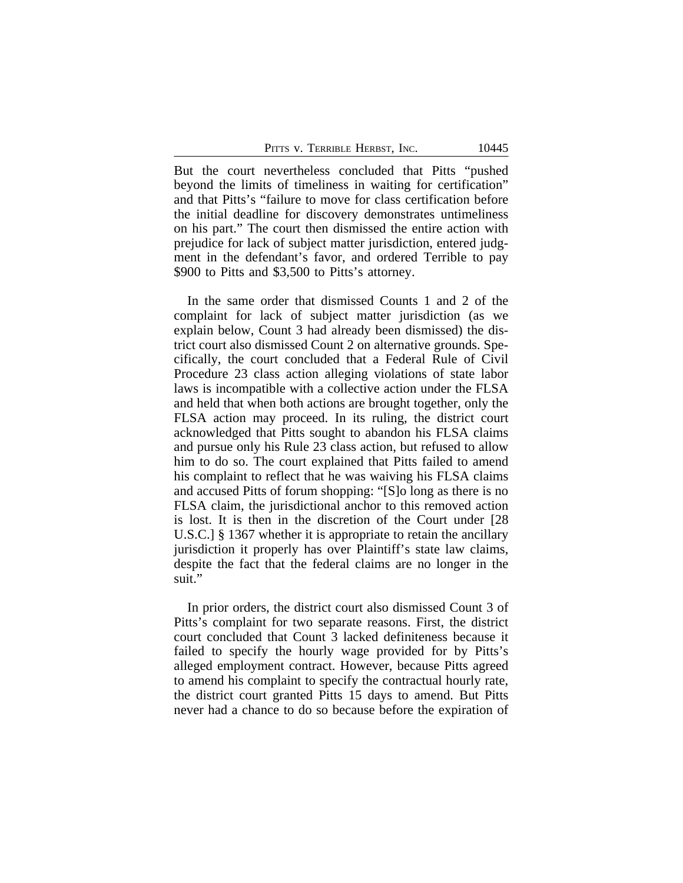But the court nevertheless concluded that Pitts "pushed beyond the limits of timeliness in waiting for certification" and that Pitts's "failure to move for class certification before the initial deadline for discovery demonstrates untimeliness on his part." The court then dismissed the entire action with prejudice for lack of subject matter jurisdiction, entered judgment in the defendant's favor, and ordered Terrible to pay $900 to Pitts and $3,500 to Pitts's attorney.

In the same order that dismissed Counts 1 and 2 of the complaint for lack of subject matter jurisdiction (as we explain below, Count 3 had already been dismissed) the district court also dismissed Count 2 on alternative grounds. Specifically, the court concluded that a Federal Rule of Civil Procedure 23 class action alleging violations of state labor laws is incompatible with a collective action under the FLSA and held that when both actions are brought together, only the FLSA action may proceed. In its ruling, the district court acknowledged that Pitts sought to abandon his FLSA claims and pursue only his Rule 23 class action, but refused to allow him to do so. The court explained that Pitts failed to amend his complaint to reflect that he was waiving his FLSA claims and accused Pitts of forum shopping: "[S]o long as there is no FLSA claim, the jurisdictional anchor to this removed action is lost. It is then in the discretion of the Court under [28 U.S.C.] § 1367 whether it is appropriate to retain the ancillary jurisdiction it properly has over Plaintiff's state law claims, despite the fact that the federal claims are no longer in the suit."

In prior orders, the district court also dismissed Count 3 of Pitts's complaint for two separate reasons. First, the district court concluded that Count 3 lacked definiteness because it failed to specify the hourly wage provided for by Pitts's alleged employment contract. However, because Pitts agreed to amend his complaint to specify the contractual hourly rate, the district court granted Pitts 15 days to amend. But Pitts never had a chance to do so because before the expiration of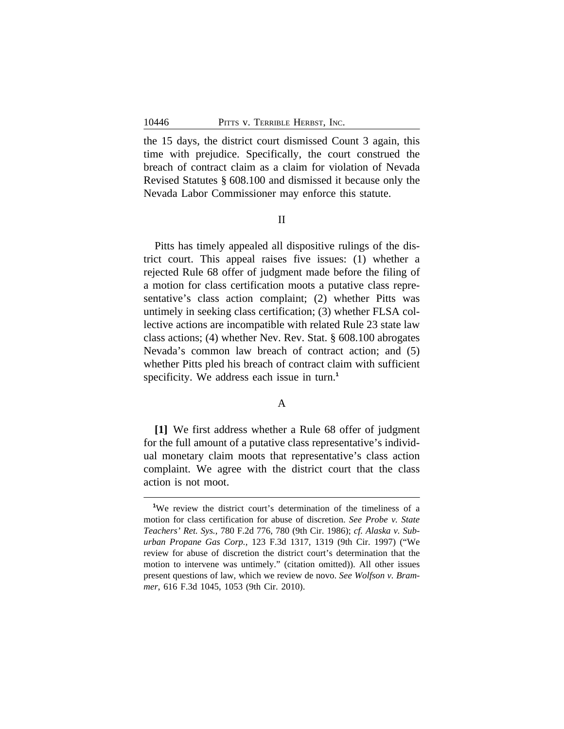the 15 days, the district court dismissed Count 3 again, this time with prejudice. Specifically, the court construed the breach of contract claim as a claim for violation of Nevada Revised Statutes § 608.100 and dismissed it because only the Nevada Labor Commissioner may enforce this statute.

## II

Pitts has timely appealed all dispositive rulings of the district court. This appeal raises five issues: (1) whether a rejected Rule 68 offer of judgment made before the filing of a motion for class certification moots a putative class representative's class action complaint; (2) whether Pitts was untimely in seeking class certification; (3) whether FLSA collective actions are incompatible with related Rule 23 state law class actions; (4) whether Nev. Rev. Stat. § 608.100 abrogates Nevada's common law breach of contract action; and (5) whether Pitts pled his breach of contract claim with sufficient specificity. We address each issue in turn.[1]

### A

**[1]** We first address whether a Rule 68 offer of judgment for the full amount of a putative class representative's individual monetary claim moots that representative's class action complaint. We agree with the district court that the class action is not moot.

---

[1]We review the district court's determination of the timeliness of a motion for class certification for abuse of discretion. *See Probe v. State Teachers' Ret. Sys.*, 780 F.2d 776, 780 (9th Cir. 1986); *cf. Alaska v. Suburban Propane Gas Corp.*, 123 F.3d 1317, 1319 (9th Cir. 1997) ("We review for abuse of discretion the district court's determination that the motion to intervene was untimely." (citation omitted)). All other issues present questions of law, which we review de novo. *See Wolfson v. Brammer*, 616 F.3d 1045, 1053 (9th Cir. 2010).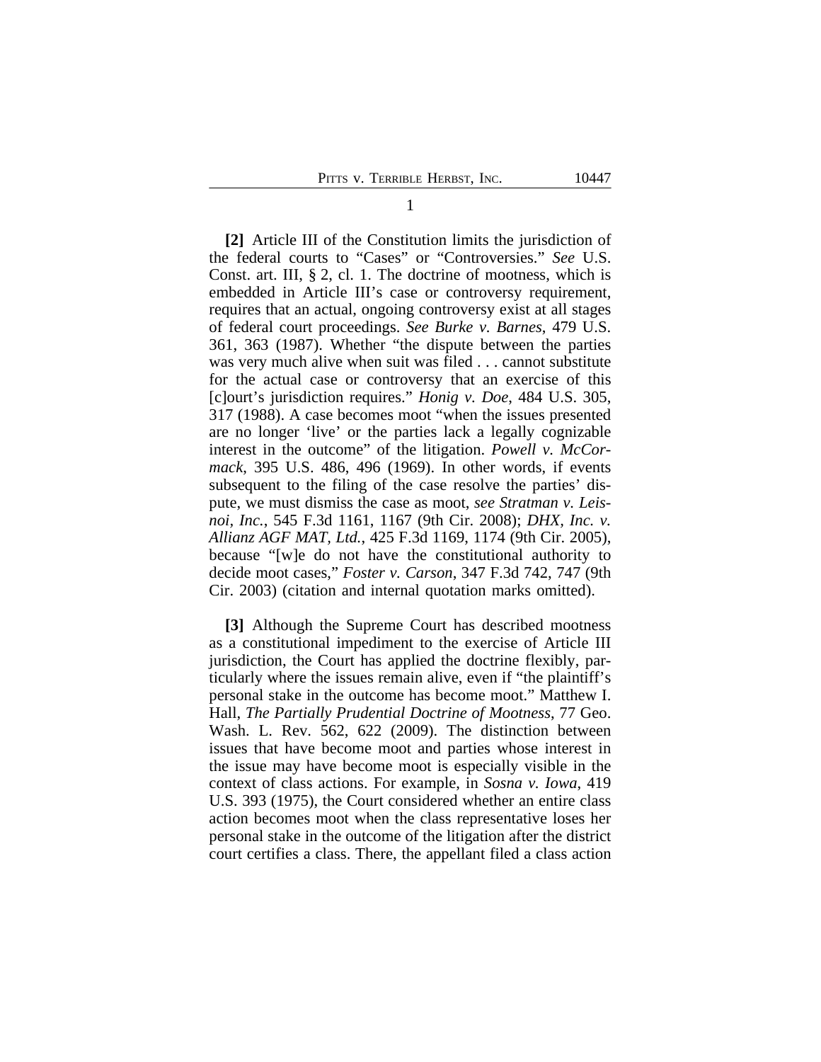1

**[2]** Article III of the Constitution limits the jurisdiction of the federal courts to "Cases" or "Controversies." *See* U.S. Const. art. III, § 2, cl. 1. The doctrine of mootness, which is embedded in Article III's case or controversy requirement, requires that an actual, ongoing controversy exist at all stages of federal court proceedings. *See Burke v. Barnes*, 479 U.S. 361, 363 (1987). Whether "the dispute between the parties was very much alive when suit was filed . . . cannot substitute for the actual case or controversy that an exercise of this [c]ourt's jurisdiction requires." *Honig v. Doe*, 484 U.S. 305, 317 (1988). A case becomes moot "when the issues presented are no longer 'live' or the parties lack a legally cognizable interest in the outcome" of the litigation. *Powell v. McCormack*, 395 U.S. 486, 496 (1969). In other words, if events subsequent to the filing of the case resolve the parties' dispute, we must dismiss the case as moot, *see Stratman v. Leisnoi, Inc.*, 545 F.3d 1161, 1167 (9th Cir. 2008); *DHX, Inc. v. Allianz AGF MAT, Ltd.*, 425 F.3d 1169, 1174 (9th Cir. 2005), because "[w]e do not have the constitutional authority to decide moot cases," *Foster v. Carson*, 347 F.3d 742, 747 (9th Cir. 2003) (citation and internal quotation marks omitted).

**[3]** Although the Supreme Court has described mootness as a constitutional impediment to the exercise of Article III jurisdiction, the Court has applied the doctrine flexibly, particularly where the issues remain alive, even if "the plaintiff's personal stake in the outcome has become moot." Matthew I. Hall, *The Partially Prudential Doctrine of Mootness*, 77 Geo. Wash. L. Rev. 562, 622 (2009). The distinction between issues that have become moot and parties whose interest in the issue may have become moot is especially visible in the context of class actions. For example, in *Sosna v. Iowa*, 419 U.S. 393 (1975), the Court considered whether an entire class action becomes moot when the class representative loses her personal stake in the outcome of the litigation after the district court certifies a class. There, the appellant filed a class action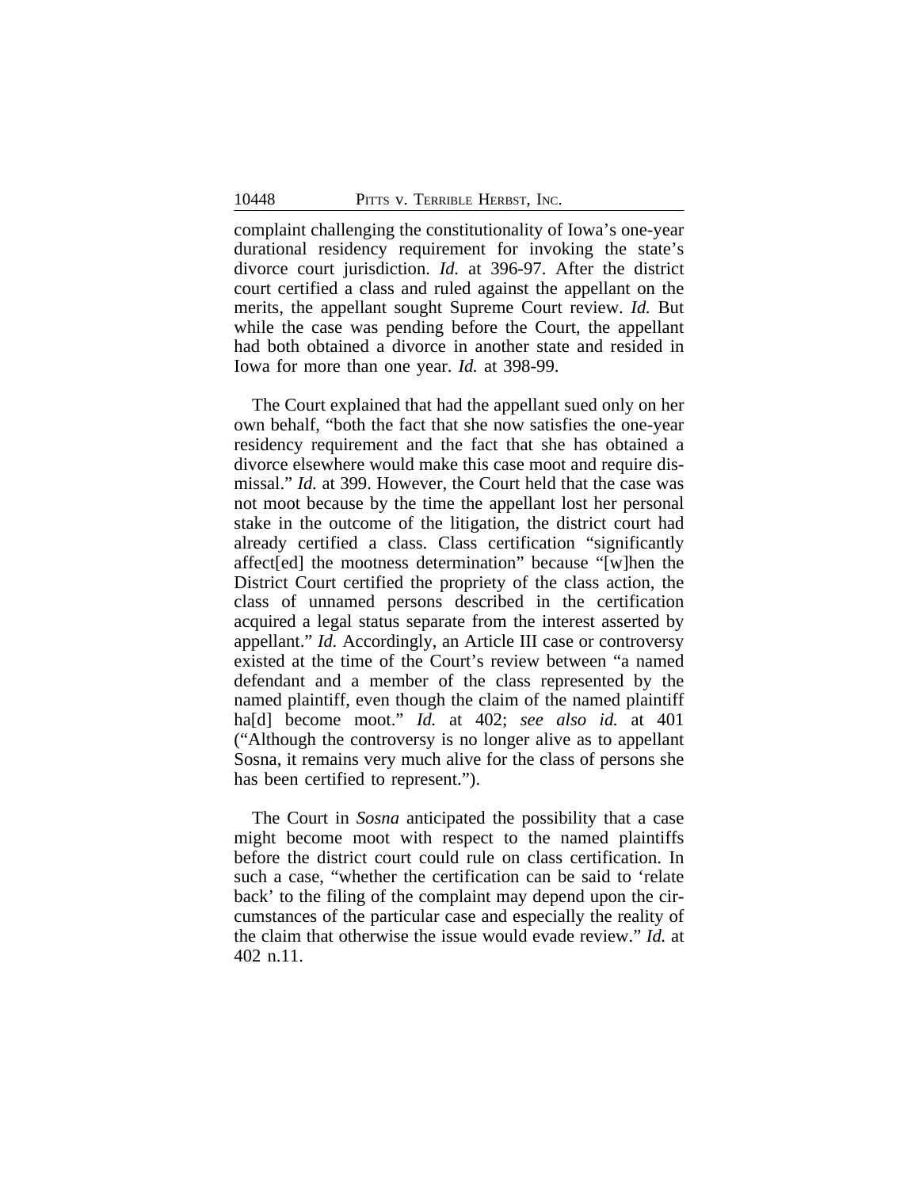complaint challenging the constitutionality of Iowa's one-year durational residency requirement for invoking the state's divorce court jurisdiction. *Id.* at 396-97. After the district court certified a class and ruled against the appellant on the merits, the appellant sought Supreme Court review. *Id.* But while the case was pending before the Court, the appellant had both obtained a divorce in another state and resided in Iowa for more than one year. *Id.* at 398-99.

The Court explained that had the appellant sued only on her own behalf, "both the fact that she now satisfies the one-year residency requirement and the fact that she has obtained a divorce elsewhere would make this case moot and require dismissal." *Id.* at 399. However, the Court held that the case was not moot because by the time the appellant lost her personal stake in the outcome of the litigation, the district court had already certified a class. Class certification "significantly affect[ed] the mootness determination" because "[w]hen the District Court certified the propriety of the class action, the class of unnamed persons described in the certification acquired a legal status separate from the interest asserted by appellant." *Id.* Accordingly, an Article III case or controversy existed at the time of the Court's review between "a named defendant and a member of the class represented by the named plaintiff, even though the claim of the named plaintiff ha[d] become moot." *Id.* at 402; *see also id.* at 401 ("Although the controversy is no longer alive as to appellant Sosna, it remains very much alive for the class of persons she has been certified to represent.").

The Court in *Sosna* anticipated the possibility that a case might become moot with respect to the named plaintiffs before the district court could rule on class certification. In such a case, "whether the certification can be said to 'relate back' to the filing of the complaint may depend upon the circumstances of the particular case and especially the reality of the claim that otherwise the issue would evade review." *Id.* at 402 n.11.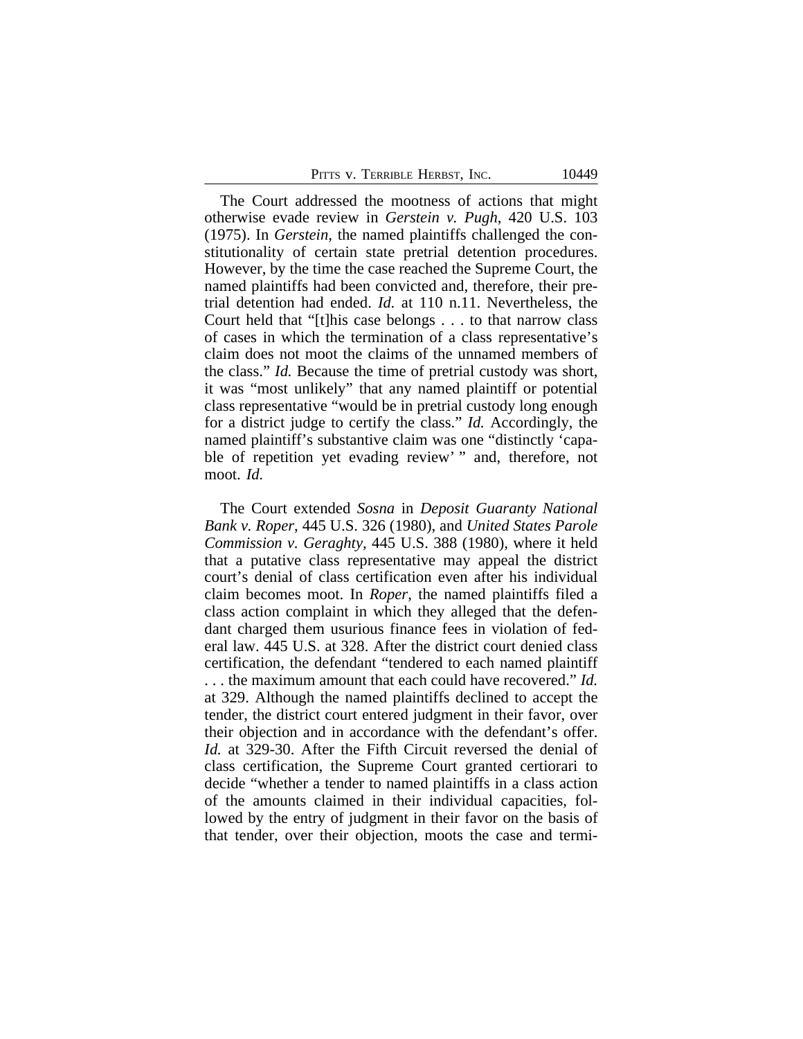The Court addressed the mootness of actions that might otherwise evade review in *Gerstein v. Pugh*, 420 U.S. 103 (1975). In *Gerstein*, the named plaintiffs challenged the constitutionality of certain state pretrial detention procedures. However, by the time the case reached the Supreme Court, the named plaintiffs had been convicted and, therefore, their pretrial detention had ended. *Id.* at 110 n.11. Nevertheless, the Court held that "[t]his case belongs . . . to that narrow class of cases in which the termination of a class representative's claim does not moot the claims of the unnamed members of the class." *Id.* Because the time of pretrial custody was short, it was "most unlikely" that any named plaintiff or potential class representative "would be in pretrial custody long enough for a district judge to certify the class." *Id.* Accordingly, the named plaintiff's substantive claim was one "distinctly 'capable of repetition yet evading review' " and, therefore, not moot. *Id.*

The Court extended *Sosna* in *Deposit Guaranty National Bank v. Roper*, 445 U.S. 326 (1980), and *United States Parole Commission v. Geraghty*, 445 U.S. 388 (1980), where it held that a putative class representative may appeal the district court's denial of class certification even after his individual claim becomes moot. In *Roper*, the named plaintiffs filed a class action complaint in which they alleged that the defendant charged them usurious finance fees in violation of federal law. 445 U.S. at 328. After the district court denied class certification, the defendant "tendered to each named plaintiff . . . the maximum amount that each could have recovered." *Id.* at 329. Although the named plaintiffs declined to accept the tender, the district court entered judgment in their favor, over their objection and in accordance with the defendant's offer. *Id.* at 329-30. After the Fifth Circuit reversed the denial of class certification, the Supreme Court granted certiorari to decide "whether a tender to named plaintiffs in a class action of the amounts claimed in their individual capacities, followed by the entry of judgment in their favor on the basis of that tender, over their objection, moots the case and termi-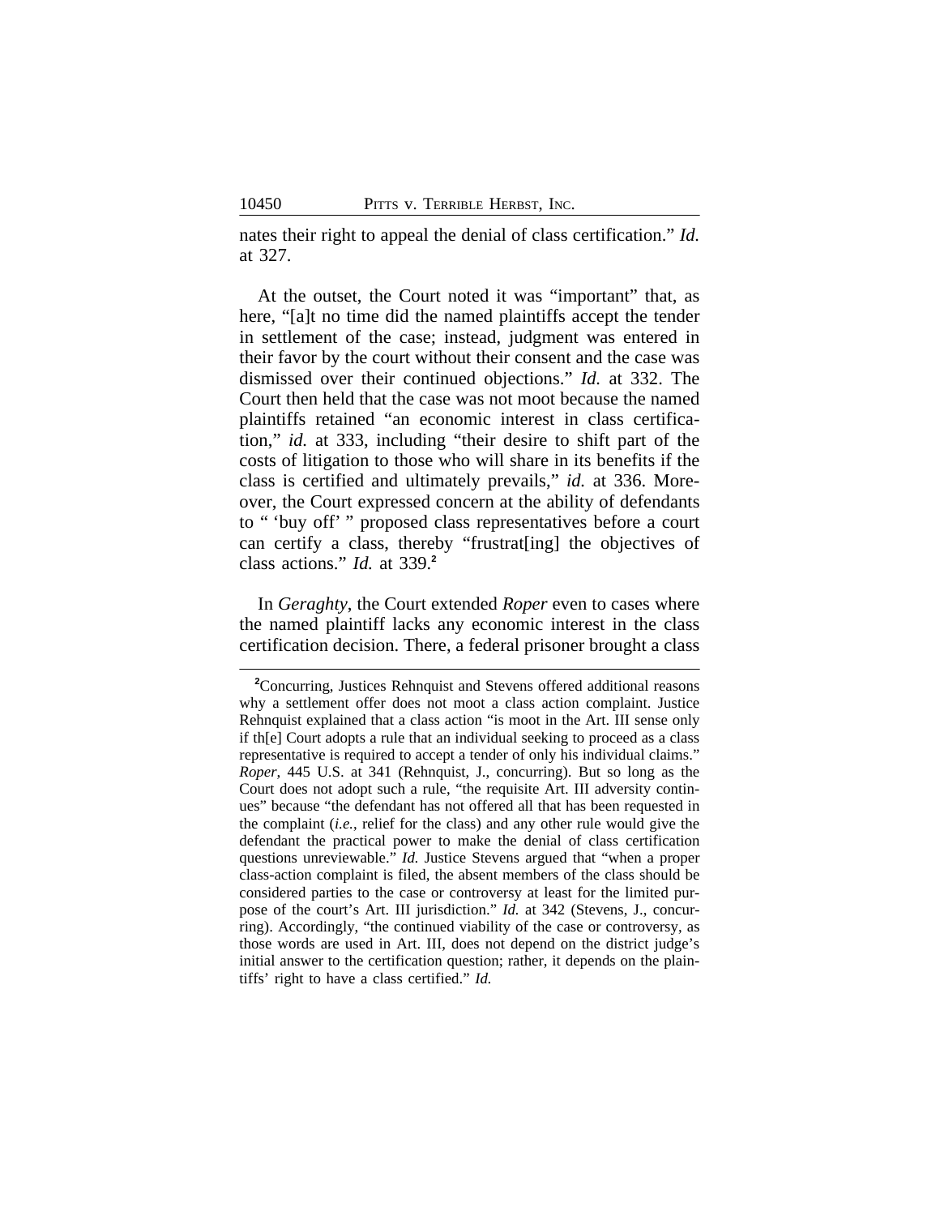nates their right to appeal the denial of class certification." *Id.* at 327.

At the outset, the Court noted it was "important" that, as here, "[a]t no time did the named plaintiffs accept the tender in settlement of the case; instead, judgment was entered in their favor by the court without their consent and the case was dismissed over their continued objections." *Id.* at 332. The Court then held that the case was not moot because the named plaintiffs retained "an economic interest in class certification," *id.* at 333, including "their desire to shift part of the costs of litigation to those who will share in its benefits if the class is certified and ultimately prevails," *id.* at 336. Moreover, the Court expressed concern at the ability of defendants to " 'buy off' " proposed class representatives before a court can certify a class, thereby "frustrat[ing] the objectives of class actions." *Id.* at 339.[2]

In *Geraghty*, the Court extended *Roper* even to cases where the named plaintiff lacks any economic interest in the class certification decision. There, a federal prisoner brought a class

---

[2]Concurring, Justices Rehnquist and Stevens offered additional reasons why a settlement offer does not moot a class action complaint. Justice Rehnquist explained that a class action "is moot in the Art. III sense only if th[e] Court adopts a rule that an individual seeking to proceed as a class representative is required to accept a tender of only his individual claims." *Roper*, 445 U.S. at 341 (Rehnquist, J., concurring). But so long as the Court does not adopt such a rule, "the requisite Art. III adversity continues" because "the defendant has not offered all that has been requested in the complaint (*i.e.*, relief for the class) and any other rule would give the defendant the practical power to make the denial of class certification questions unreviewable." *Id.* Justice Stevens argued that "when a proper class-action complaint is filed, the absent members of the class should be considered parties to the case or controversy at least for the limited purpose of the court's Art. III jurisdiction." *Id.* at 342 (Stevens, J., concurring). Accordingly, "the continued viability of the case or controversy, as those words are used in Art. III, does not depend on the district judge's initial answer to the certification question; rather, it depends on the plaintiffs' right to have a class certified." *Id.*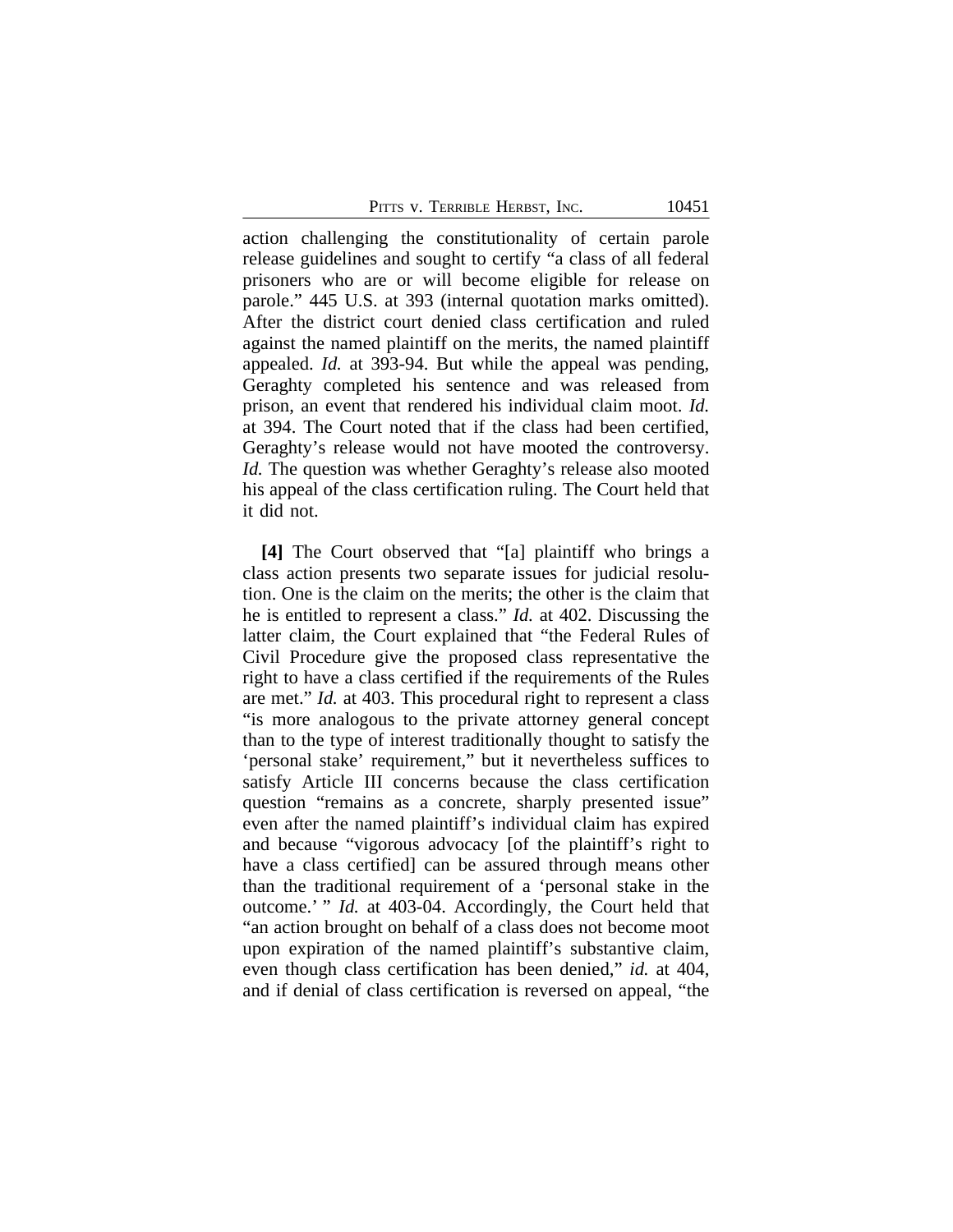action challenging the constitutionality of certain parole release guidelines and sought to certify "a class of all federal prisoners who are or will become eligible for release on parole." 445 U.S. at 393 (internal quotation marks omitted). After the district court denied class certification and ruled against the named plaintiff on the merits, the named plaintiff appealed. *Id.* at 393-94. But while the appeal was pending, Geraghty completed his sentence and was released from prison, an event that rendered his individual claim moot. *Id.* at 394. The Court noted that if the class had been certified, Geraghty's release would not have mooted the controversy. *Id.* The question was whether Geraghty's release also mooted his appeal of the class certification ruling. The Court held that it did not.

**[4]** The Court observed that "[a] plaintiff who brings a class action presents two separate issues for judicial resolution. One is the claim on the merits; the other is the claim that he is entitled to represent a class." *Id.* at 402. Discussing the latter claim, the Court explained that "the Federal Rules of Civil Procedure give the proposed class representative the right to have a class certified if the requirements of the Rules are met." *Id.* at 403. This procedural right to represent a class "is more analogous to the private attorney general concept than to the type of interest traditionally thought to satisfy the 'personal stake' requirement," but it nevertheless suffices to satisfy Article III concerns because the class certification question "remains as a concrete, sharply presented issue" even after the named plaintiff's individual claim has expired and because "vigorous advocacy [of the plaintiff's right to have a class certified] can be assured through means other than the traditional requirement of a 'personal stake in the outcome.' " *Id.* at 403-04. Accordingly, the Court held that "an action brought on behalf of a class does not become moot upon expiration of the named plaintiff's substantive claim, even though class certification has been denied," *id.* at 404, and if denial of class certification is reversed on appeal, "the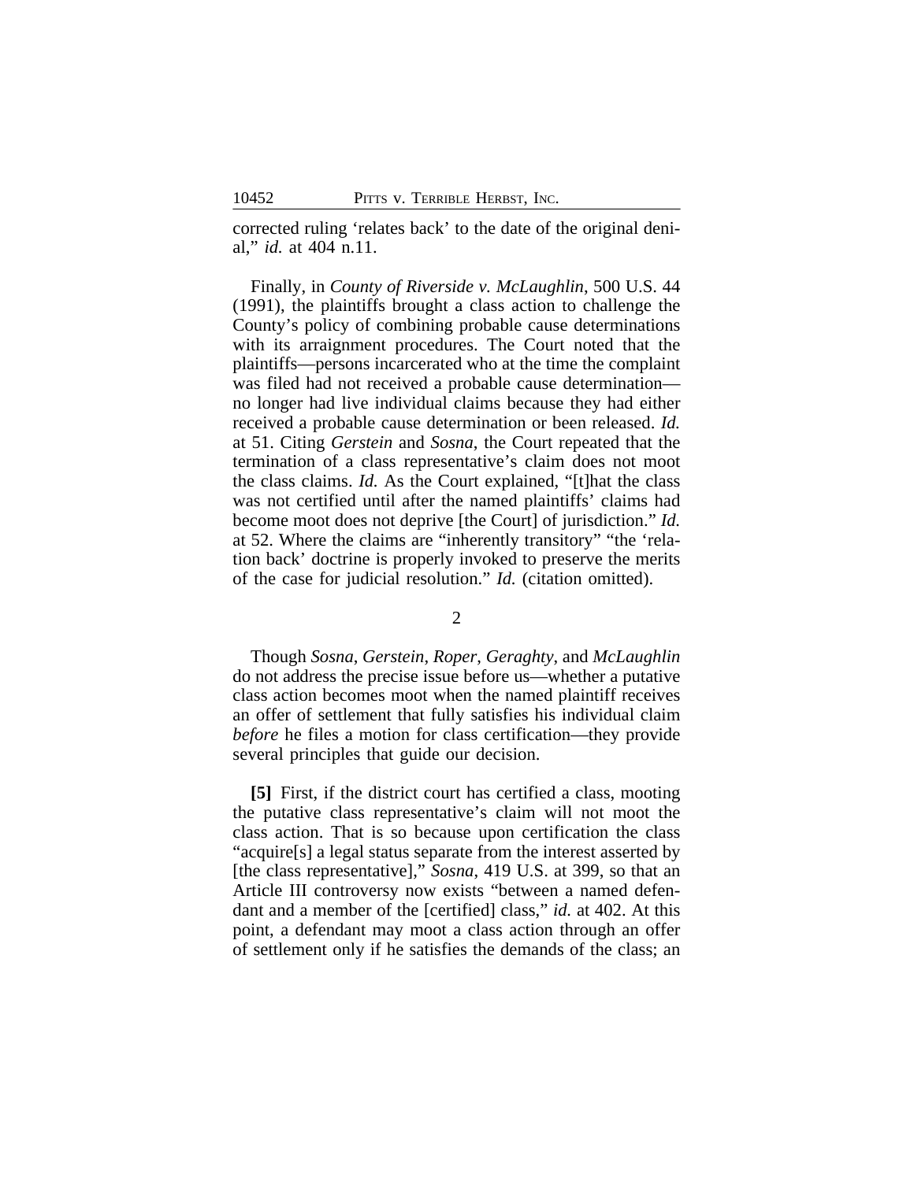corrected ruling 'relates back' to the date of the original denial," *id.* at 404 n.11.

Finally, in *County of Riverside v. McLaughlin*, 500 U.S. 44 (1991), the plaintiffs brought a class action to challenge the County's policy of combining probable cause determinations with its arraignment procedures. The Court noted that the plaintiffs—persons incarcerated who at the time the complaint was filed had not received a probable cause determination—no longer had live individual claims because they had either received a probable cause determination or been released. *Id.* at 51. Citing *Gerstein* and *Sosna*, the Court repeated that the termination of a class representative's claim does not moot the class claims. *Id.* As the Court explained, "[t]hat the class was not certified until after the named plaintiffs' claims had become moot does not deprive [the Court] of jurisdiction." *Id.* at 52. Where the claims are "inherently transitory" "the 'relation back' doctrine is properly invoked to preserve the merits of the case for judicial resolution." *Id.* (citation omitted).

2

Though *Sosna*, *Gerstein*, *Roper*, *Geraghty*, and *McLaughlin* do not address the precise issue before us—whether a putative class action becomes moot when the named plaintiff receives an offer of settlement that fully satisfies his individual claim *before* he files a motion for class certification—they provide several principles that guide our decision.

**[5]** First, if the district court has certified a class, mooting the putative class representative's claim will not moot the class action. That is so because upon certification the class "acquire[s] a legal status separate from the interest asserted by [the class representative]," *Sosna*, 419 U.S. at 399, so that an Article III controversy now exists "between a named defendant and a member of the [certified] class," *id.* at 402. At this point, a defendant may moot a class action through an offer of settlement only if he satisfies the demands of the class; an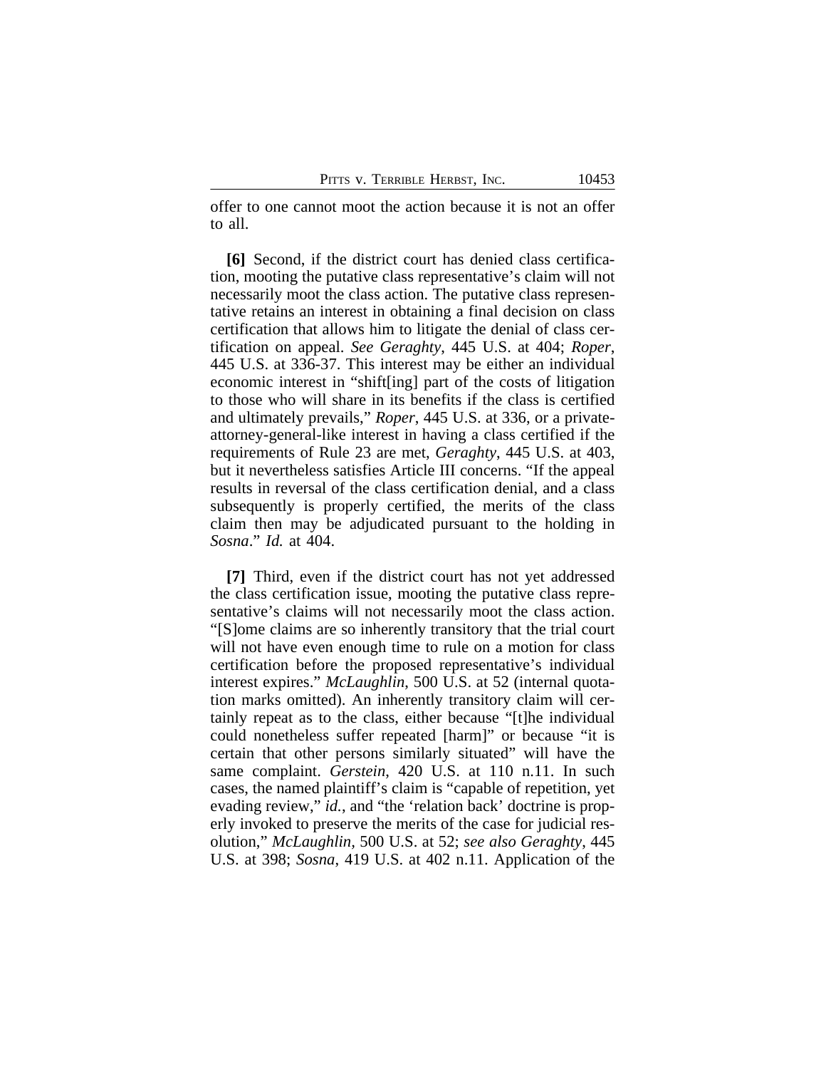offer to one cannot moot the action because it is not an offer to all.

**[6]** Second, if the district court has denied class certification, mooting the putative class representative's claim will not necessarily moot the class action. The putative class representative retains an interest in obtaining a final decision on class certification that allows him to litigate the denial of class certification on appeal. *See Geraghty*, 445 U.S. at 404; *Roper*, 445 U.S. at 336-37. This interest may be either an individual economic interest in "shift[ing] part of the costs of litigation to those who will share in its benefits if the class is certified and ultimately prevails," *Roper*, 445 U.S. at 336, or a private-attorney-general-like interest in having a class certified if the requirements of Rule 23 are met, *Geraghty*, 445 U.S. at 403, but it nevertheless satisfies Article III concerns. "If the appeal results in reversal of the class certification denial, and a class subsequently is properly certified, the merits of the class claim then may be adjudicated pursuant to the holding in *Sosna*." *Id.* at 404.

**[7]** Third, even if the district court has not yet addressed the class certification issue, mooting the putative class representative's claims will not necessarily moot the class action. "[S]ome claims are so inherently transitory that the trial court will not have even enough time to rule on a motion for class certification before the proposed representative's individual interest expires." *McLaughlin*, 500 U.S. at 52 (internal quotation marks omitted). An inherently transitory claim will certainly repeat as to the class, either because "[t]he individual could nonetheless suffer repeated [harm]" or because "it is certain that other persons similarly situated" will have the same complaint. *Gerstein*, 420 U.S. at 110 n.11. In such cases, the named plaintiff's claim is "capable of repetition, yet evading review," *id.*, and "the 'relation back' doctrine is properly invoked to preserve the merits of the case for judicial resolution," *McLaughlin*, 500 U.S. at 52; *see also Geraghty*, 445 U.S. at 398; *Sosna*, 419 U.S. at 402 n.11. Application of the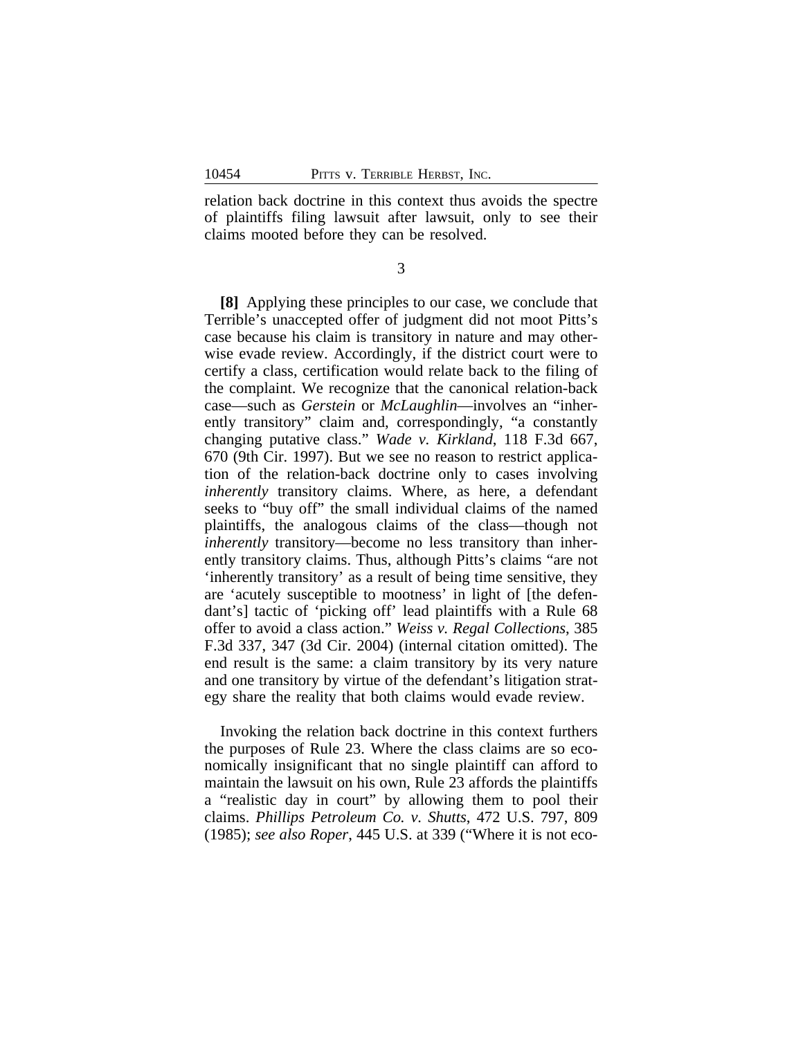relation back doctrine in this context thus avoids the spectre of plaintiffs filing lawsuit after lawsuit, only to see their claims mooted before they can be resolved.

3

**[8]** Applying these principles to our case, we conclude that Terrible's unaccepted offer of judgment did not moot Pitts's case because his claim is transitory in nature and may otherwise evade review. Accordingly, if the district court were to certify a class, certification would relate back to the filing of the complaint. We recognize that the canonical relation-back case—such as *Gerstein* or *McLaughlin*—involves an "inherently transitory" claim and, correspondingly, "a constantly changing putative class." *Wade v. Kirkland*, 118 F.3d 667, 670 (9th Cir. 1997). But we see no reason to restrict application of the relation-back doctrine only to cases involving *inherently* transitory claims. Where, as here, a defendant seeks to "buy off" the small individual claims of the named plaintiffs, the analogous claims of the class—though not *inherently* transitory—become no less transitory than inherently transitory claims. Thus, although Pitts's claims "are not 'inherently transitory' as a result of being time sensitive, they are 'acutely susceptible to mootness' in light of [the defendant's] tactic of 'picking off' lead plaintiffs with a Rule 68 offer to avoid a class action." *Weiss v. Regal Collections*, 385 F.3d 337, 347 (3d Cir. 2004) (internal citation omitted). The end result is the same: a claim transitory by its very nature and one transitory by virtue of the defendant's litigation strategy share the reality that both claims would evade review.

Invoking the relation back doctrine in this context furthers the purposes of Rule 23. Where the class claims are so economically insignificant that no single plaintiff can afford to maintain the lawsuit on his own, Rule 23 affords the plaintiffs a "realistic day in court" by allowing them to pool their claims. *Phillips Petroleum Co. v. Shutts*, 472 U.S. 797, 809 (1985); *see also Roper*, 445 U.S. at 339 ("Where it is not eco-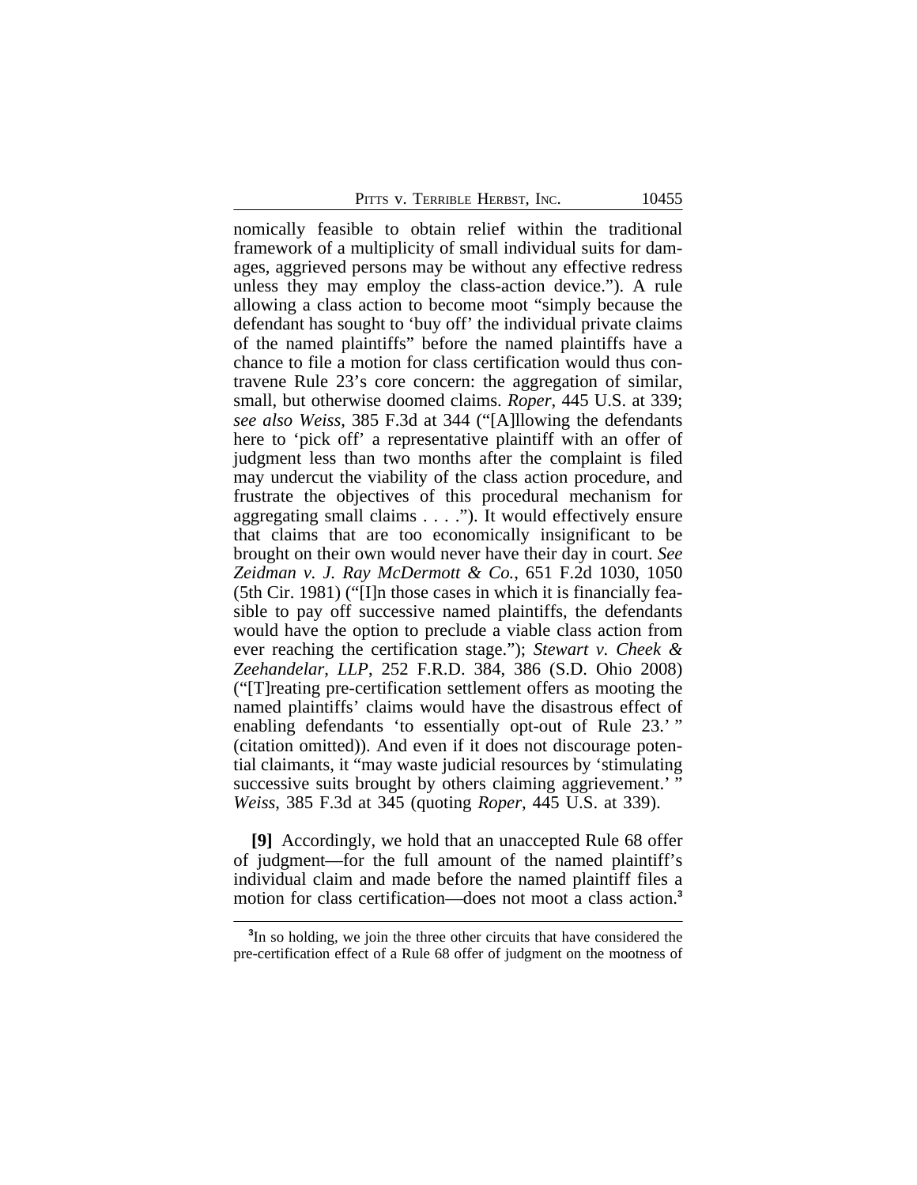nomically feasible to obtain relief within the traditional framework of a multiplicity of small individual suits for damages, aggrieved persons may be without any effective redress unless they may employ the class-action device."). A rule allowing a class action to become moot "simply because the defendant has sought to 'buy off' the individual private claims of the named plaintiffs" before the named plaintiffs have a chance to file a motion for class certification would thus contravene Rule 23's core concern: the aggregation of similar, small, but otherwise doomed claims. *Roper*, 445 U.S. at 339; *see also Weiss*, 385 F.3d at 344 ("[A]llowing the defendants here to 'pick off' a representative plaintiff with an offer of judgment less than two months after the complaint is filed may undercut the viability of the class action procedure, and frustrate the objectives of this procedural mechanism for aggregating small claims . . . ."). It would effectively ensure that claims that are too economically insignificant to be brought on their own would never have their day in court. *See Zeidman v. J. Ray McDermott & Co.*, 651 F.2d 1030, 1050 (5th Cir. 1981) ("[I]n those cases in which it is financially feasible to pay off successive named plaintiffs, the defendants would have the option to preclude a viable class action from ever reaching the certification stage."); *Stewart v. Cheek & Zeehandelar, LLP*, 252 F.R.D. 384, 386 (S.D. Ohio 2008) ("[T]reating pre-certification settlement offers as mooting the named plaintiffs' claims would have the disastrous effect of enabling defendants 'to essentially opt-out of Rule 23.' " (citation omitted)). And even if it does not discourage potential claimants, it "may waste judicial resources by 'stimulating successive suits brought by others claiming aggrievement.' " *Weiss*, 385 F.3d at 345 (quoting *Roper*, 445 U.S. at 339).

**[9]** Accordingly, we hold that an unaccepted Rule 68 offer of judgment—for the full amount of the named plaintiff's individual claim and made before the named plaintiff files a motion for class certification—does not moot a class action.[3]

[3]In so holding, we join the three other circuits that have considered the pre-certification effect of a Rule 68 offer of judgment on the mootness of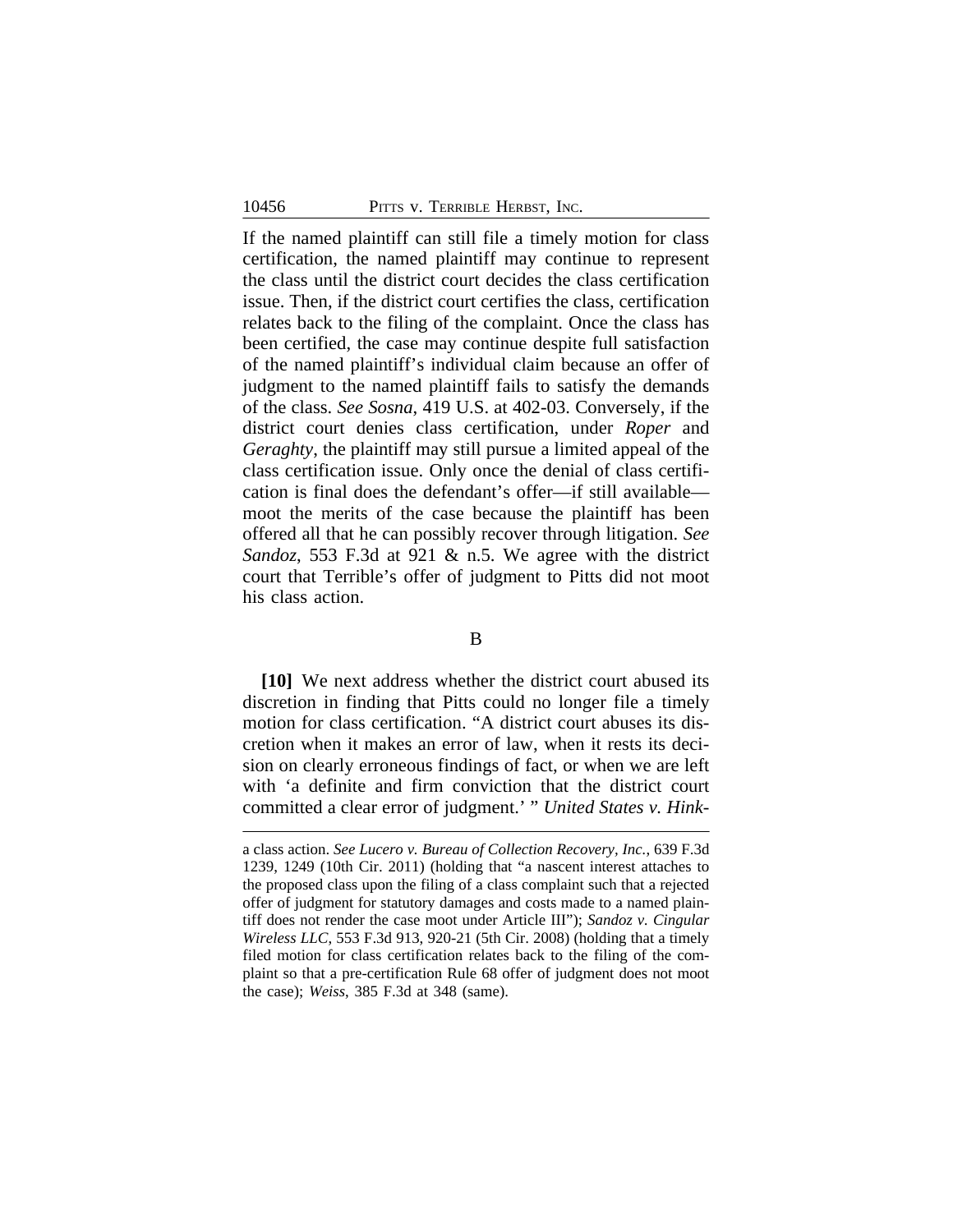If the named plaintiff can still file a timely motion for class certification, the named plaintiff may continue to represent the class until the district court decides the class certification issue. Then, if the district court certifies the class, certification relates back to the filing of the complaint. Once the class has been certified, the case may continue despite full satisfaction of the named plaintiff's individual claim because an offer of judgment to the named plaintiff fails to satisfy the demands of the class. *See Sosna*, 419 U.S. at 402-03. Conversely, if the district court denies class certification, under *Roper* and *Geraghty*, the plaintiff may still pursue a limited appeal of the class certification issue. Only once the denial of class certification is final does the defendant's offer—if still available—moot the merits of the case because the plaintiff has been offered all that he can possibly recover through litigation. *See Sandoz*, 553 F.3d at 921 & n.5. We agree with the district court that Terrible's offer of judgment to Pitts did not moot his class action.

B

**[10]** We next address whether the district court abused its discretion in finding that Pitts could no longer file a timely motion for class certification. "A district court abuses its discretion when it makes an error of law, when it rests its decision on clearly erroneous findings of fact, or when we are left with 'a definite and firm conviction that the district court committed a clear error of judgment.' " *United States v. Hink-*

---

a class action. *See Lucero v. Bureau of Collection Recovery, Inc.*, 639 F.3d 1239, 1249 (10th Cir. 2011) (holding that "a nascent interest attaches to the proposed class upon the filing of a class complaint such that a rejected offer of judgment for statutory damages and costs made to a named plaintiff does not render the case moot under Article III"); *Sandoz v. Cingular Wireless LLC*, 553 F.3d 913, 920-21 (5th Cir. 2008) (holding that a timely filed motion for class certification relates back to the filing of the complaint so that a pre-certification Rule 68 offer of judgment does not moot the case); *Weiss*, 385 F.3d at 348 (same).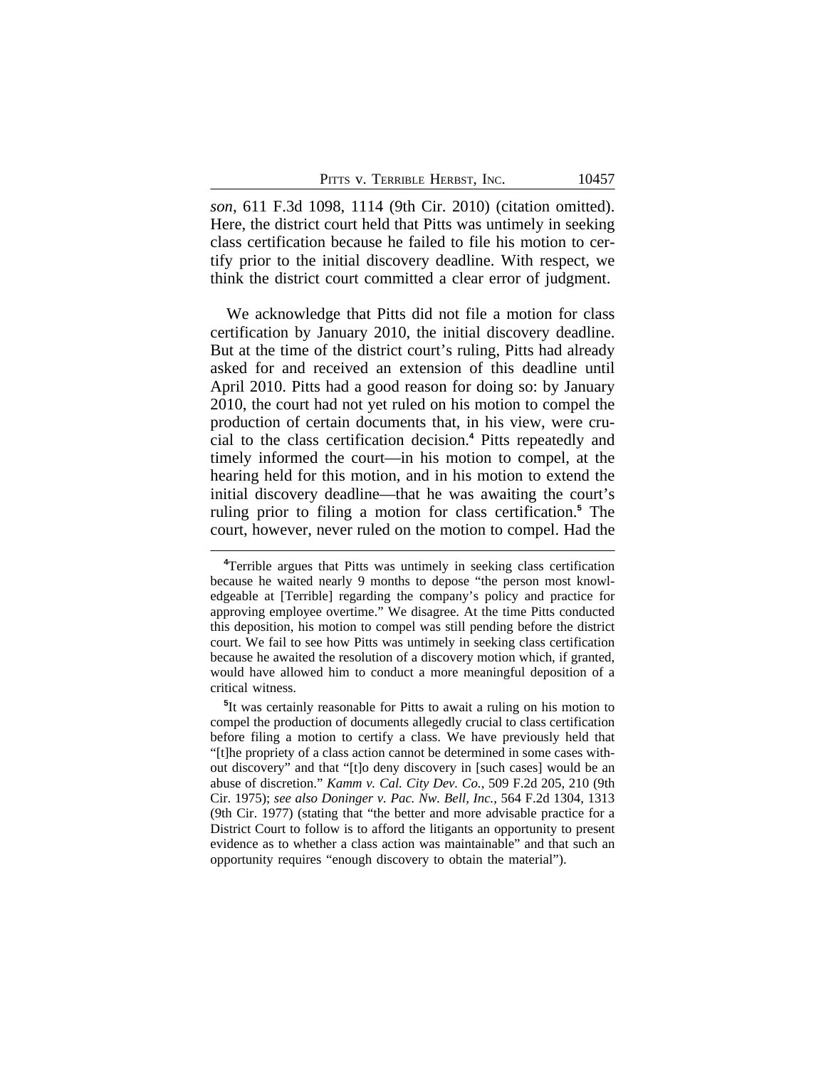*son*, 611 F.3d 1098, 1114 (9th Cir. 2010) (citation omitted). Here, the district court held that Pitts was untimely in seeking class certification because he failed to file his motion to certify prior to the initial discovery deadline. With respect, we think the district court committed a clear error of judgment.

We acknowledge that Pitts did not file a motion for class certification by January 2010, the initial discovery deadline. But at the time of the district court's ruling, Pitts had already asked for and received an extension of this deadline until April 2010. Pitts had a good reason for doing so: by January 2010, the court had not yet ruled on his motion to compel the production of certain documents that, in his view, were crucial to the class certification decision.[4] Pitts repeatedly and timely informed the court—in his motion to compel, at the hearing held for this motion, and in his motion to extend the initial discovery deadline—that he was awaiting the court's ruling prior to filing a motion for class certification.[5] The court, however, never ruled on the motion to compel. Had the

[4]Terrible argues that Pitts was untimely in seeking class certification because he waited nearly 9 months to depose "the person most knowledgeable at [Terrible] regarding the company's policy and practice for approving employee overtime." We disagree. At the time Pitts conducted this deposition, his motion to compel was still pending before the district court. We fail to see how Pitts was untimely in seeking class certification because he awaited the resolution of a discovery motion which, if granted, would have allowed him to conduct a more meaningful deposition of a critical witness.

[5]It was certainly reasonable for Pitts to await a ruling on his motion to compel the production of documents allegedly crucial to class certification before filing a motion to certify a class. We have previously held that "[t]he propriety of a class action cannot be determined in some cases without discovery" and that "[t]o deny discovery in [such cases] would be an abuse of discretion." *Kamm v. Cal. City Dev. Co.*, 509 F.2d 205, 210 (9th Cir. 1975); *see also Doninger v. Pac. Nw. Bell, Inc.*, 564 F.2d 1304, 1313 (9th Cir. 1977) (stating that "the better and more advisable practice for a District Court to follow is to afford the litigants an opportunity to present evidence as to whether a class action was maintainable" and that such an opportunity requires "enough discovery to obtain the material").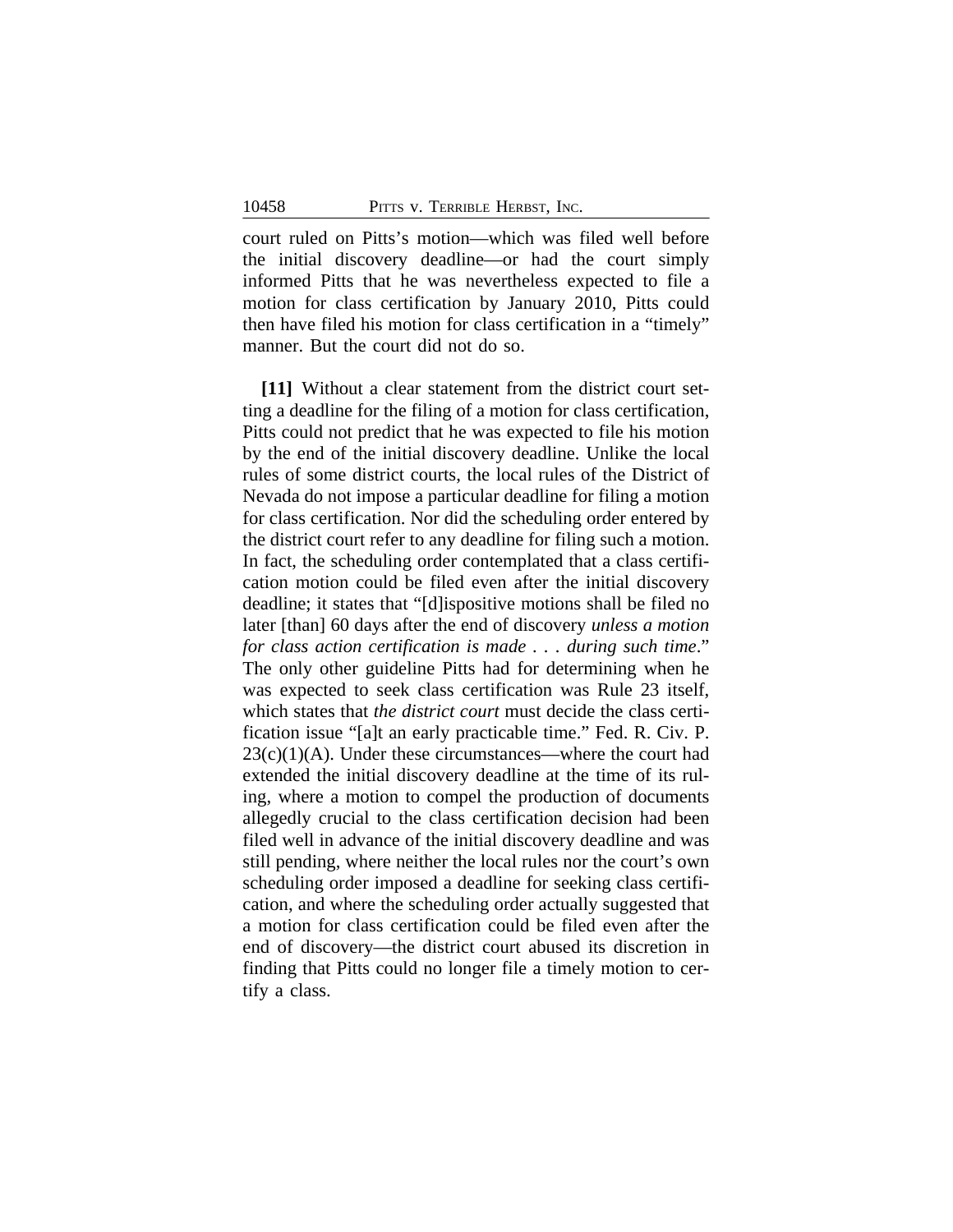court ruled on Pitts's motion—which was filed well before the initial discovery deadline—or had the court simply informed Pitts that he was nevertheless expected to file a motion for class certification by January 2010, Pitts could then have filed his motion for class certification in a "timely" manner. But the court did not do so.

**[11]** Without a clear statement from the district court setting a deadline for the filing of a motion for class certification, Pitts could not predict that he was expected to file his motion by the end of the initial discovery deadline. Unlike the local rules of some district courts, the local rules of the District of Nevada do not impose a particular deadline for filing a motion for class certification. Nor did the scheduling order entered by the district court refer to any deadline for filing such a motion. In fact, the scheduling order contemplated that a class certification motion could be filed even after the initial discovery deadline; it states that "[d]ispositive motions shall be filed no later [than] 60 days after the end of discovery *unless a motion for class action certification is made . . . during such time*." The only other guideline Pitts had for determining when he was expected to seek class certification was Rule 23 itself, which states that *the district court* must decide the class certification issue "[a]t an early practicable time." Fed. R. Civ. P. 23(c)(1)(A). Under these circumstances—where the court had extended the initial discovery deadline at the time of its ruling, where a motion to compel the production of documents allegedly crucial to the class certification decision had been filed well in advance of the initial discovery deadline and was still pending, where neither the local rules nor the court's own scheduling order imposed a deadline for seeking class certification, and where the scheduling order actually suggested that a motion for class certification could be filed even after the end of discovery—the district court abused its discretion in finding that Pitts could no longer file a timely motion to certify a class.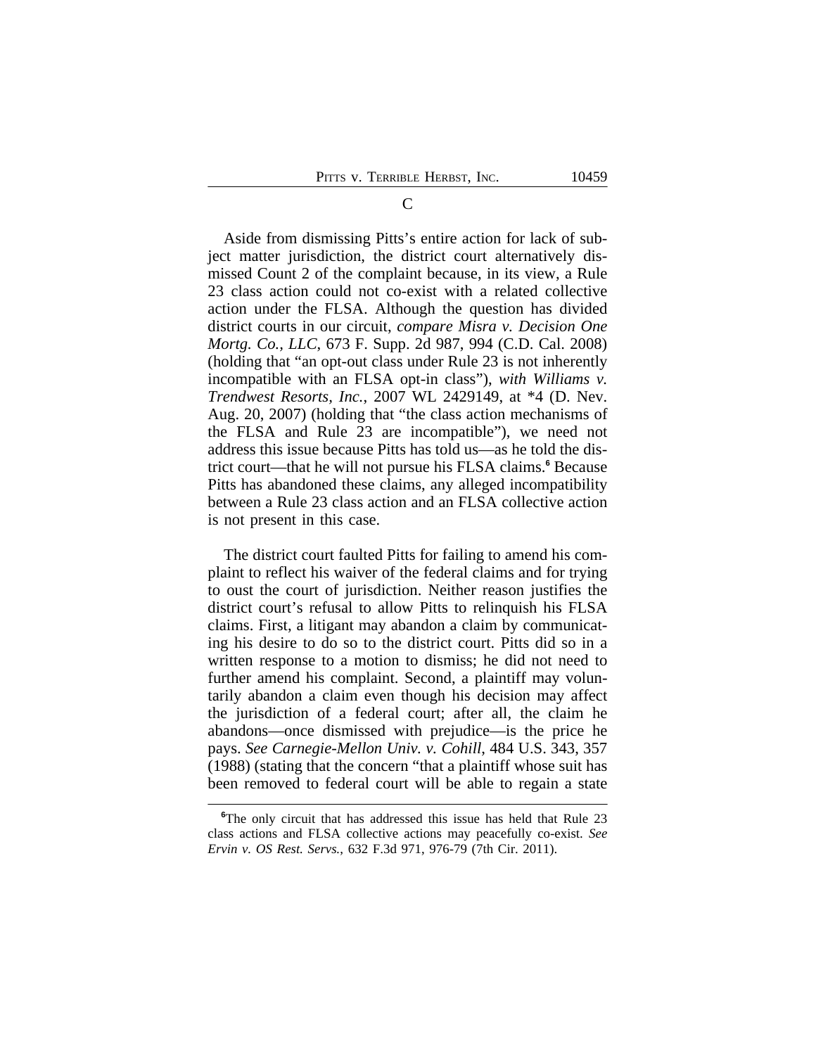### C

Aside from dismissing Pitts's entire action for lack of subject matter jurisdiction, the district court alternatively dismissed Count 2 of the complaint because, in its view, a Rule 23 class action could not co-exist with a related collective action under the FLSA. Although the question has divided district courts in our circuit, *compare Misra v. Decision One Mortg. Co., LLC*, 673 F. Supp. 2d 987, 994 (C.D. Cal. 2008) (holding that "an opt-out class under Rule 23 is not inherently incompatible with an FLSA opt-in class"), *with Williams v. Trendwest Resorts, Inc.*, 2007 WL 2429149, at *4 (D. Nev. Aug. 20, 2007) (holding that "the class action mechanisms of the FLSA and Rule 23 are incompatible"), we need not address this issue because Pitts has told us—as he told the district court—that he will not pursue his FLSA claims.[6] Because Pitts has abandoned these claims, any alleged incompatibility between a Rule 23 class action and an FLSA collective action is not present in this case.

The district court faulted Pitts for failing to amend his complaint to reflect his waiver of the federal claims and for trying to oust the court of jurisdiction. Neither reason justifies the district court's refusal to allow Pitts to relinquish his FLSA claims. First, a litigant may abandon a claim by communicating his desire to do so to the district court. Pitts did so in a written response to a motion to dismiss; he did not need to further amend his complaint. Second, a plaintiff may voluntarily abandon a claim even though his decision may affect the jurisdiction of a federal court; after all, the claim he abandons—once dismissed with prejudice—is the price he pays. *See Carnegie-Mellon Univ. v. Cohill*, 484 U.S. 343, 357 (1988) (stating that the concern "that a plaintiff whose suit has been removed to federal court will be able to regain a state

[6] The only circuit that has addressed this issue has held that Rule 23 class actions and FLSA collective actions may peacefully co-exist. *See Ervin v. OS Rest. Servs.*, 632 F.3d 971, 976-79 (7th Cir. 2011).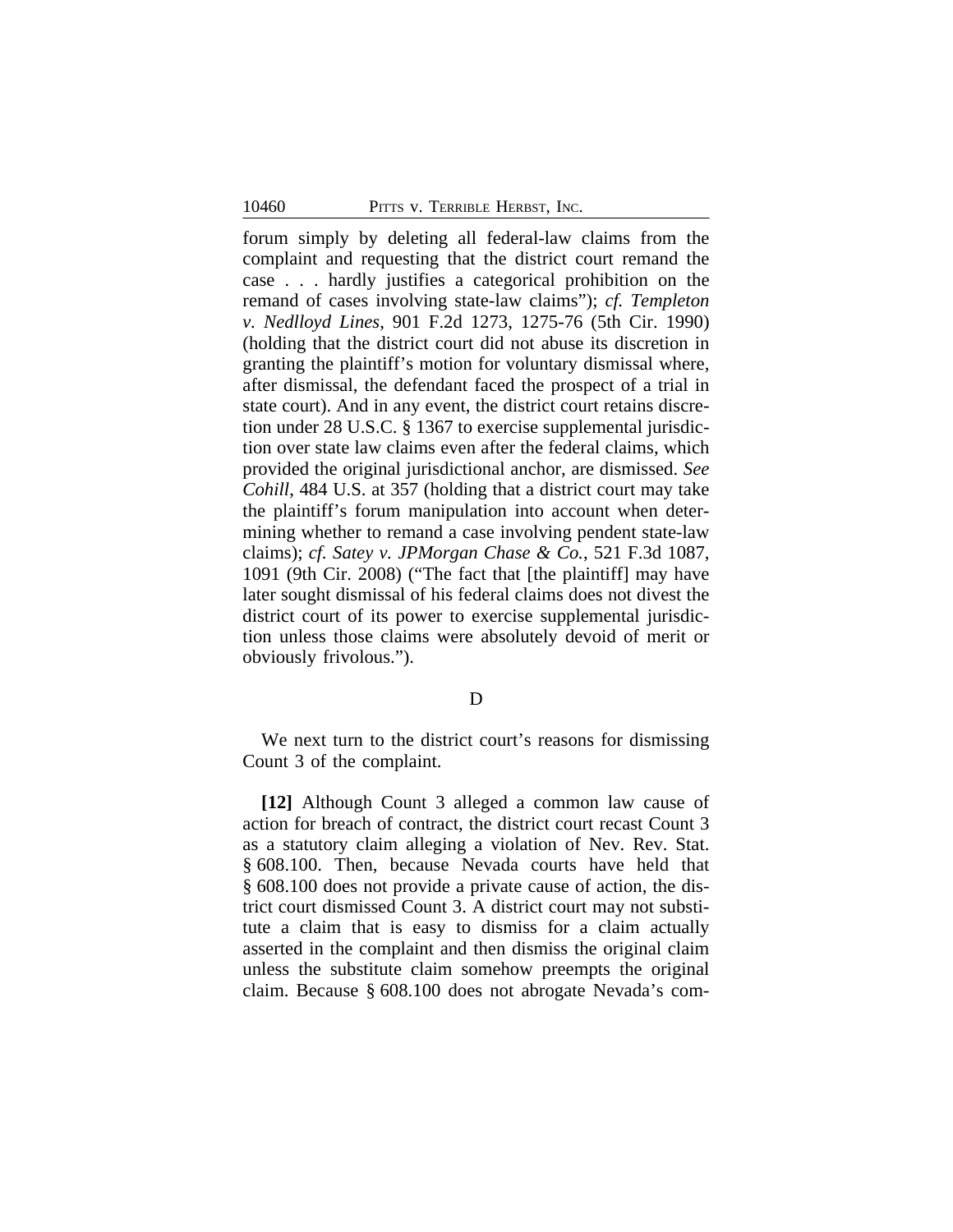forum simply by deleting all federal-law claims from the complaint and requesting that the district court remand the case . . . hardly justifies a categorical prohibition on the remand of cases involving state-law claims"); *cf. Templeton v. Nedlloyd Lines*, 901 F.2d 1273, 1275-76 (5th Cir. 1990) (holding that the district court did not abuse its discretion in granting the plaintiff's motion for voluntary dismissal where, after dismissal, the defendant faced the prospect of a trial in state court). And in any event, the district court retains discretion under 28 U.S.C. § 1367 to exercise supplemental jurisdiction over state law claims even after the federal claims, which provided the original jurisdictional anchor, are dismissed. *See Cohill*, 484 U.S. at 357 (holding that a district court may take the plaintiff's forum manipulation into account when determining whether to remand a case involving pendent state-law claims); *cf. Satey v. JPMorgan Chase & Co.*, 521 F.3d 1087, 1091 (9th Cir. 2008) ("The fact that [the plaintiff] may have later sought dismissal of his federal claims does not divest the district court of its power to exercise supplemental jurisdiction unless those claims were absolutely devoid of merit or obviously frivolous.").

### D

We next turn to the district court's reasons for dismissing Count 3 of the complaint.

**[12]** Although Count 3 alleged a common law cause of action for breach of contract, the district court recast Count 3 as a statutory claim alleging a violation of Nev. Rev. Stat. § 608.100. Then, because Nevada courts have held that § 608.100 does not provide a private cause of action, the district court dismissed Count 3. A district court may not substitute a claim that is easy to dismiss for a claim actually asserted in the complaint and then dismiss the original claim unless the substitute claim somehow preempts the original claim. Because § 608.100 does not abrogate Nevada's com-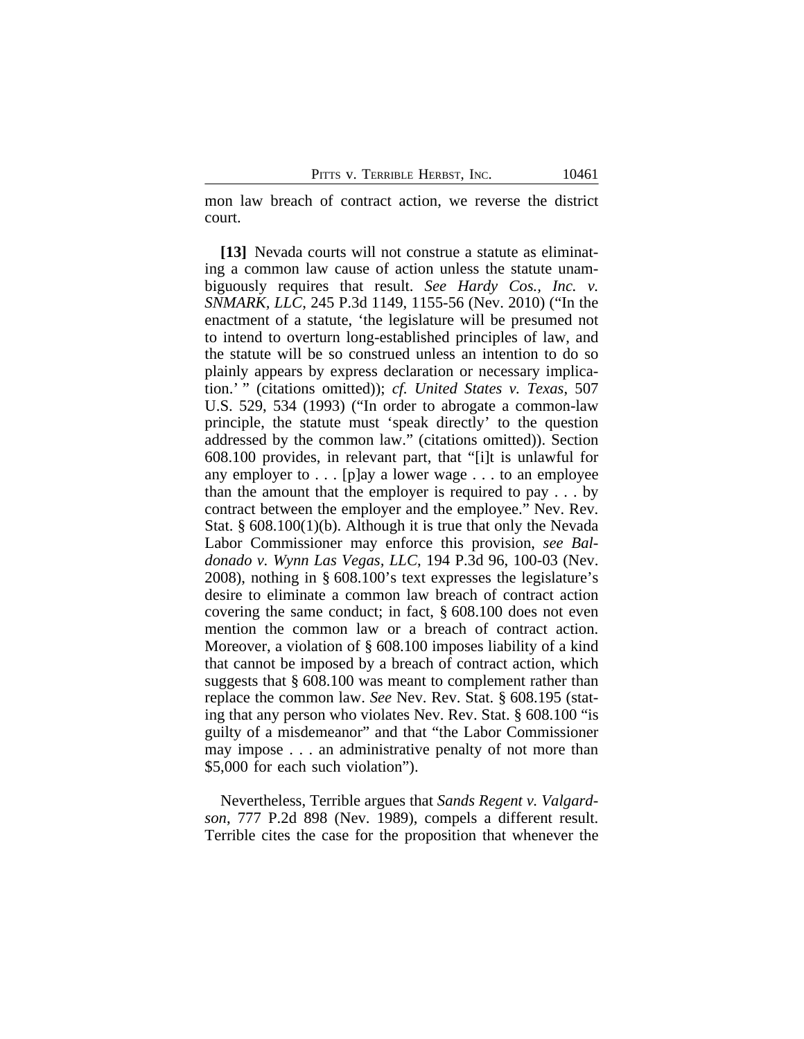mon law breach of contract action, we reverse the district court.

**[13]** Nevada courts will not construe a statute as eliminating a common law cause of action unless the statute unambiguously requires that result. *See Hardy Cos., Inc. v. SNMARK, LLC*, 245 P.3d 1149, 1155-56 (Nev. 2010) ("In the enactment of a statute, 'the legislature will be presumed not to intend to overturn long-established principles of law, and the statute will be so construed unless an intention to do so plainly appears by express declaration or necessary implication.' " (citations omitted)); *cf. United States v. Texas*, 507 U.S. 529, 534 (1993) ("In order to abrogate a common-law principle, the statute must 'speak directly' to the question addressed by the common law." (citations omitted)). Section 608.100 provides, in relevant part, that "[i]t is unlawful for any employer to . . . [p]ay a lower wage . . . to an employee than the amount that the employer is required to pay . . . by contract between the employer and the employee." Nev. Rev. Stat. § 608.100(1)(b). Although it is true that only the Nevada Labor Commissioner may enforce this provision, *see Baldonado v. Wynn Las Vegas, LLC*, 194 P.3d 96, 100-03 (Nev. 2008), nothing in § 608.100's text expresses the legislature's desire to eliminate a common law breach of contract action covering the same conduct; in fact, § 608.100 does not even mention the common law or a breach of contract action. Moreover, a violation of § 608.100 imposes liability of a kind that cannot be imposed by a breach of contract action, which suggests that § 608.100 was meant to complement rather than replace the common law. *See* Nev. Rev. Stat. § 608.195 (stating that any person who violates Nev. Rev. Stat. § 608.100 "is guilty of a misdemeanor" and that "the Labor Commissioner may impose . . . an administrative penalty of not more than $5,000 for each such violation").

Nevertheless, Terrible argues that *Sands Regent v. Valgardson*, 777 P.2d 898 (Nev. 1989), compels a different result. Terrible cites the case for the proposition that whenever the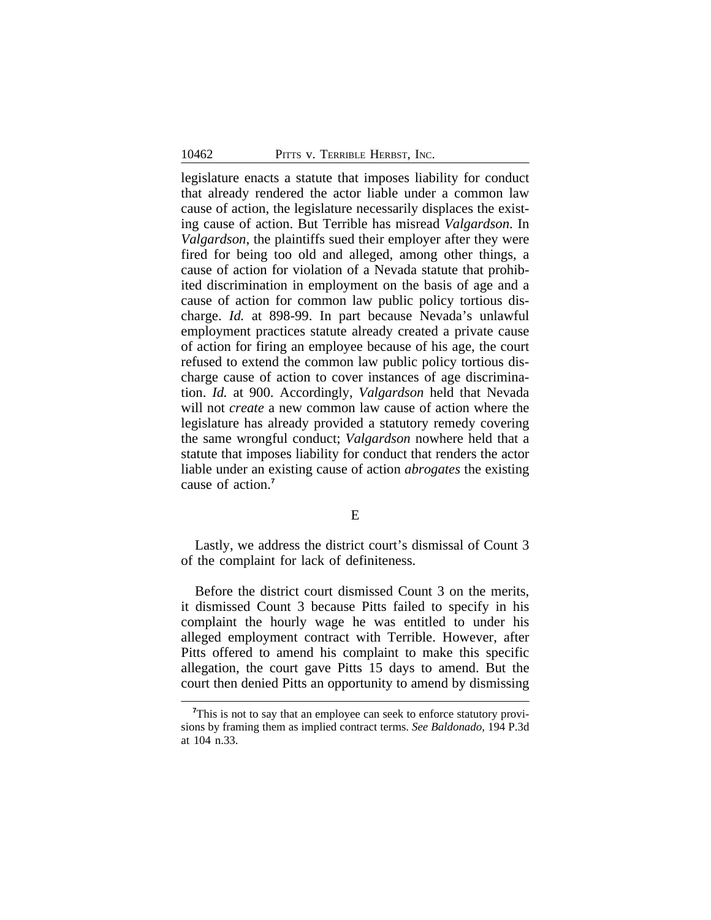legislature enacts a statute that imposes liability for conduct that already rendered the actor liable under a common law cause of action, the legislature necessarily displaces the existing cause of action. But Terrible has misread *Valgardson*. In *Valgardson*, the plaintiffs sued their employer after they were fired for being too old and alleged, among other things, a cause of action for violation of a Nevada statute that prohibited discrimination in employment on the basis of age and a cause of action for common law public policy tortious discharge. *Id.* at 898-99. In part because Nevada's unlawful employment practices statute already created a private cause of action for firing an employee because of his age, the court refused to extend the common law public policy tortious discharge cause of action to cover instances of age discrimination. *Id.* at 900. Accordingly, *Valgardson* held that Nevada will not *create* a new common law cause of action where the legislature has already provided a statutory remedy covering the same wrongful conduct; *Valgardson* nowhere held that a statute that imposes liability for conduct that renders the actor liable under an existing cause of action *abrogates* the existing cause of action.[7]

## E

Lastly, we address the district court's dismissal of Count 3 of the complaint for lack of definiteness.

Before the district court dismissed Count 3 on the merits, it dismissed Count 3 because Pitts failed to specify in his complaint the hourly wage he was entitled to under his alleged employment contract with Terrible. However, after Pitts offered to amend his complaint to make this specific allegation, the court gave Pitts 15 days to amend. But the court then denied Pitts an opportunity to amend by dismissing

---

[7]This is not to say that an employee can seek to enforce statutory provisions by framing them as implied contract terms. *See Baldonado*, 194 P.3d at 104 n.33.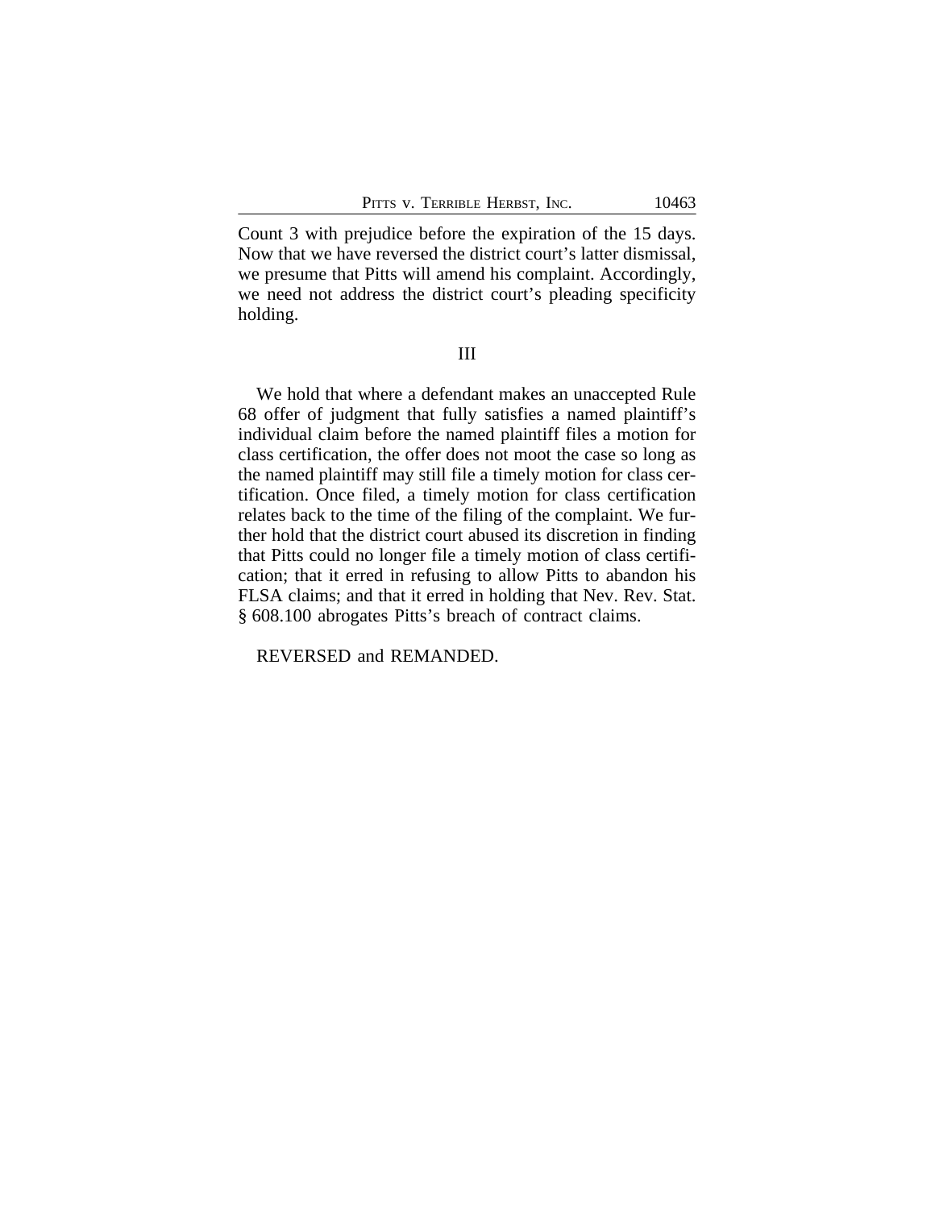Count 3 with prejudice before the expiration of the 15 days. Now that we have reversed the district court's latter dismissal, we presume that Pitts will amend his complaint. Accordingly, we need not address the district court's pleading specificity holding.

## III

We hold that where a defendant makes an unaccepted Rule 68 offer of judgment that fully satisfies a named plaintiff's individual claim before the named plaintiff files a motion for class certification, the offer does not moot the case so long as the named plaintiff may still file a timely motion for class certification. Once filed, a timely motion for class certification relates back to the time of the filing of the complaint. We further hold that the district court abused its discretion in finding that Pitts could no longer file a timely motion of class certification; that it erred in refusing to allow Pitts to abandon his FLSA claims; and that it erred in holding that Nev. Rev. Stat. § 608.100 abrogates Pitts's breach of contract claims.

REVERSED and REMANDED.